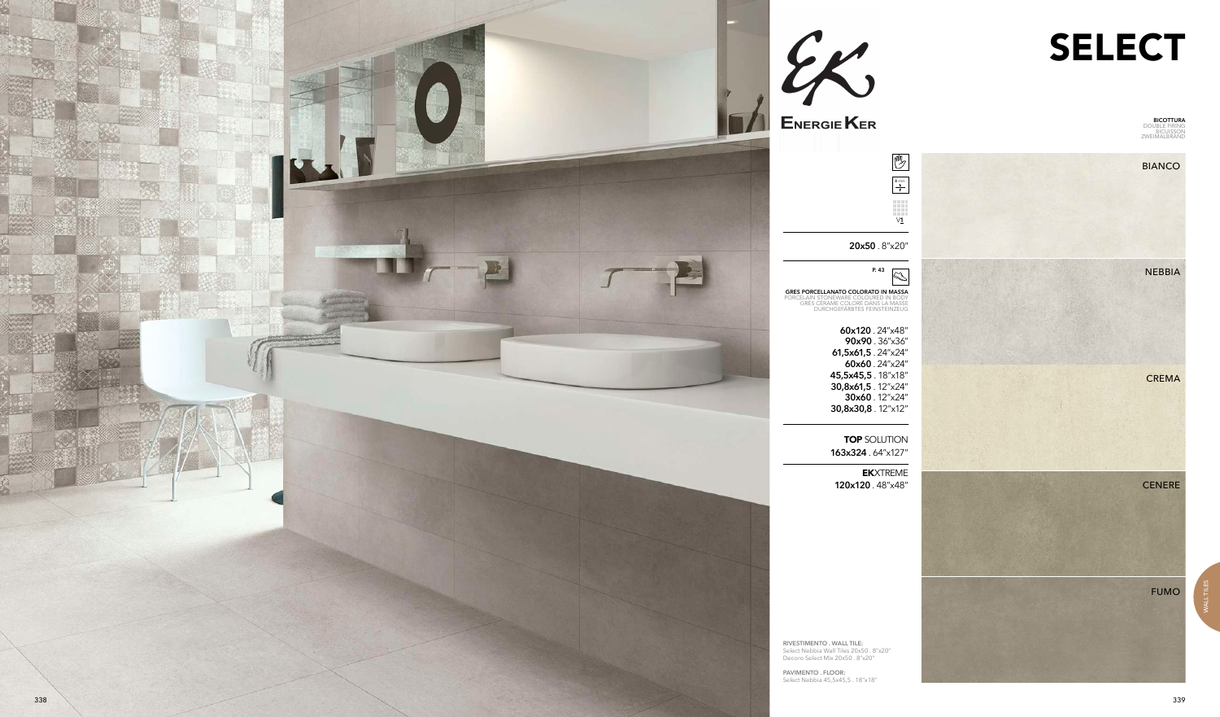# SELECT

EK

ENERGIE KER

**BICOTTURA**
DOUBLE FIRING
BICUISSON
ZWEIMALBRAND

V1

**20x50** . 8"x20"

P. 43

**GRES PORCELLANATO COLORATO IN MASSA**
PORCELAIN STONEWARE COLOURED IN BODY
GRÈS CÉRAME COLORÉ DANS LA MASSE
DURCHGEFÄRBTES FEINSTEINZEUG

**60x120** . 24"x48"
**90x90** . 36"x36"
**61,5x61,5** . 24"x24"
**60x60** . 24"x24"
**45,5x45,5** . 18"x18"
**30,8x61,5** . 12"x24"
**30x60** . 12"x24"
**30,8x30,8** . 12"x12"

**TOP** SOLUTION
**163x324** . 64"x127"

**EK**XTREME
**120x120** . 48"x48"

BIANCO

NEBBIA

CREMA

CENERE

FUMO

**RIVESTIMENTO . WALL TILE:**
Select Nebbia Wall Tiles 20x50 . 8"x20"
Decoro Select Mix 20x50 . 8"x20"

**PAVIMENTO . FLOOR:**
Select Nebbia 45,5x45,5 . 18"x18"

WALL TILES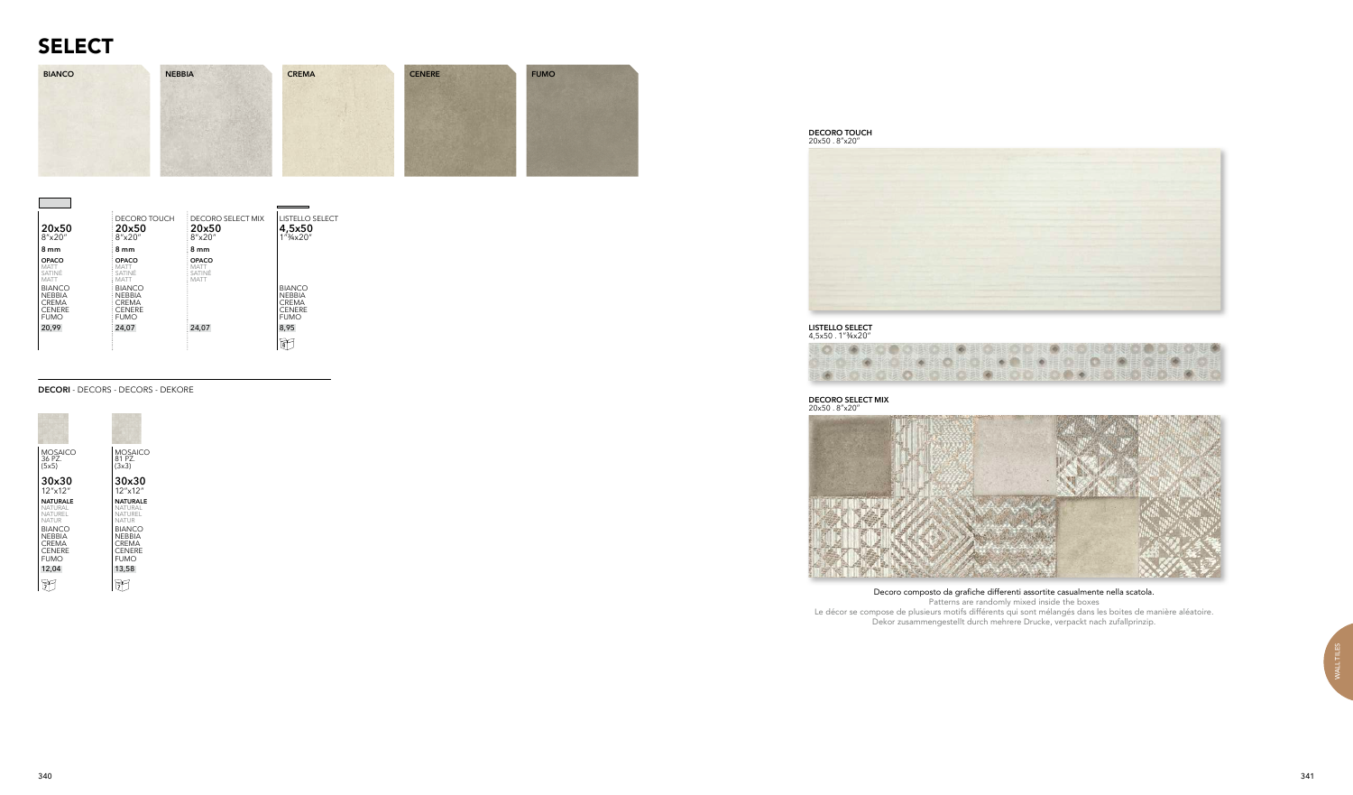# SELECT

BIANCO | NEBBIA | CREMA | CENERE | FUMO

| | DECORO TOUCH | DECORO SELECT MIX | LISTELLO SELECT |
|---|---|---|---|
| **20x50** 8"x20" | **20x50** 8"x20" | **20x50** 8"x20" | **4,5x50** 1"¾x20" |
| **8 mm** | **8 mm** | **8 mm** | |
| **OPACO** MATT SATINÉ MATT | **OPACO** MATT SATINÉ MATT | **OPACO** MATT SATINÉ MATT | |
| BIANCO NEBBIA CREMA CENERE FUMO | BIANCO NEBBIA CREMA CENERE FUMO | | BIANCO NEBBIA CREMA CENERE FUMO |
| 20,99 | 24,07 | 24,07 | 8,95 |
| | | | 8 |

**DECORI** - DECORS - DECORS - DEKORE

| MOSAICO 36 PZ. (5x5) | MOSAICO 81 PZ. (3x3) |
|---|---|
| **30x30** 12"x12" | **30x30** 12"x12" |
| **NATURALE** NATURAL NATUREL NATUR | **NATURALE** NATURAL NATUREL NATUR |
| BIANCO NEBBIA CREMA CENERE FUMO | BIANCO NEBBIA CREMA CENERE FUMO |
| 12,04 | 13,58 |
| 7 | 7 |

**DECORO TOUCH**
20x50 . 8"x20"

**LISTELLO SELECT**
4,5x50 . 1"¾x20"

**DECORO SELECT MIX**
20x50 . 8"x20"

Decoro composto da grafiche differenti assortite casualmente nella scatola.
Patterns are randomly mixed inside the boxes
Le décor se compose de plusieurs motifs différents qui sont mélangés dans les boites de manière aléatoire.
Dekor zusammengestellt durch mehrere Drucke, verpackt nach zufallprinzip.

WALL TILES